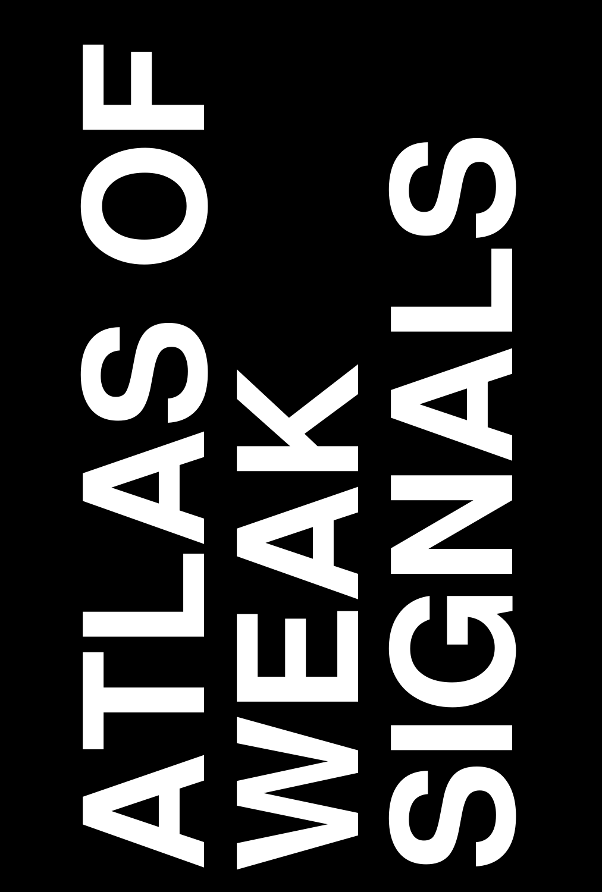# ATLAS OF WEAK SIGNALS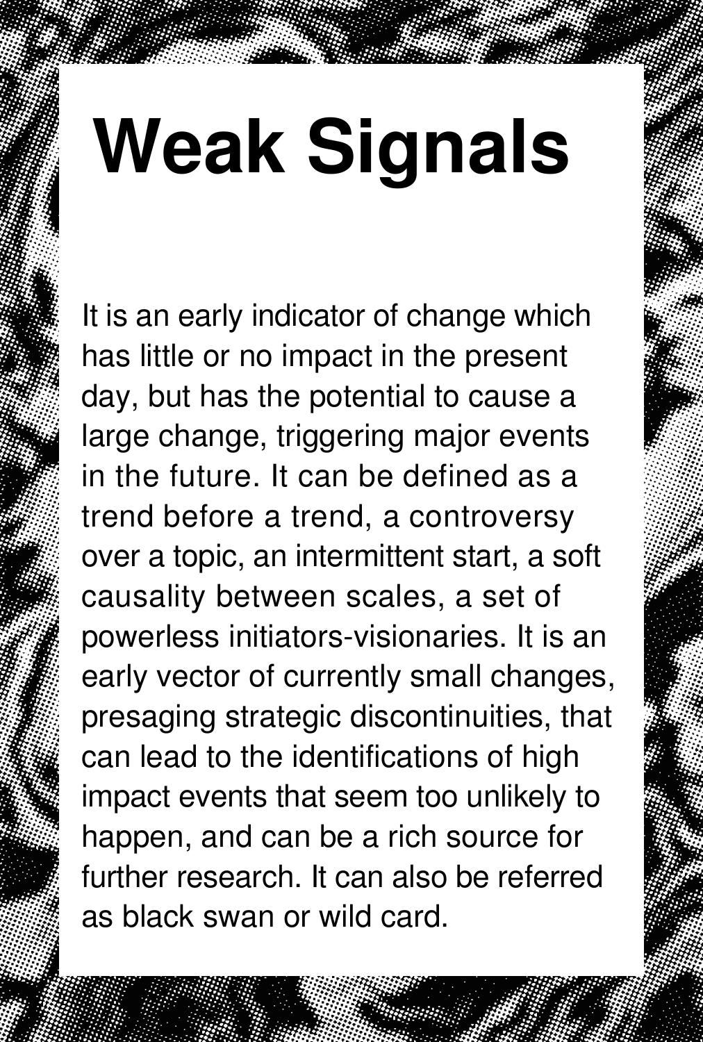# Weak Signals

It is an early indicator of change which has little or no impact in the present day, but has the potential to cause a large change, triggering major events in the future. It can be defined as a trend before a trend, a controversy over a topic, an intermittent start, a soft causality between scales, a set of powerless initiators-visionaries. It is an early vector of currently small changes, presaging strategic discontinuities, that can lead to the identifications of high impact events that seem too unlikely to happen, and can be a rich source for further research. It can also be referred as black swan or wild card.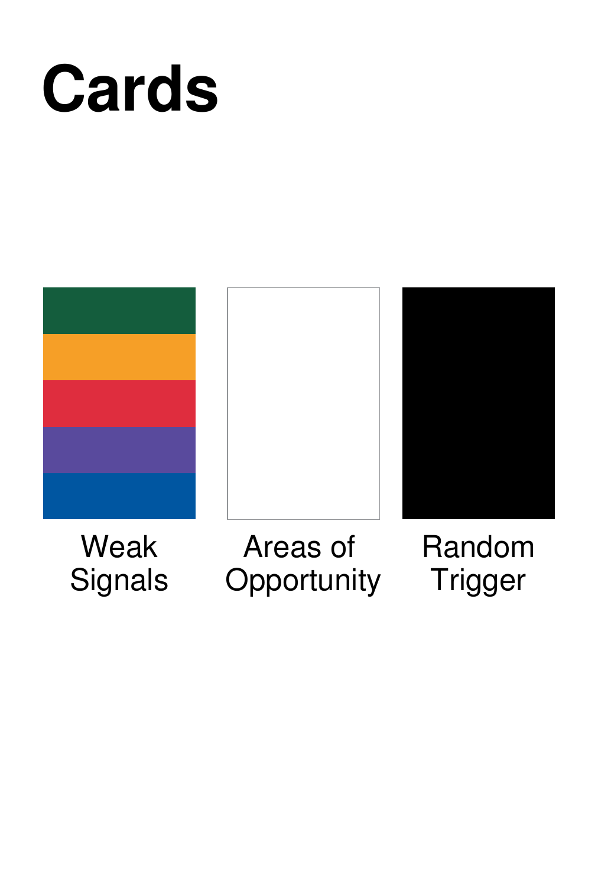# Cards

Weak Signals

Areas of Opportunity

Random Trigger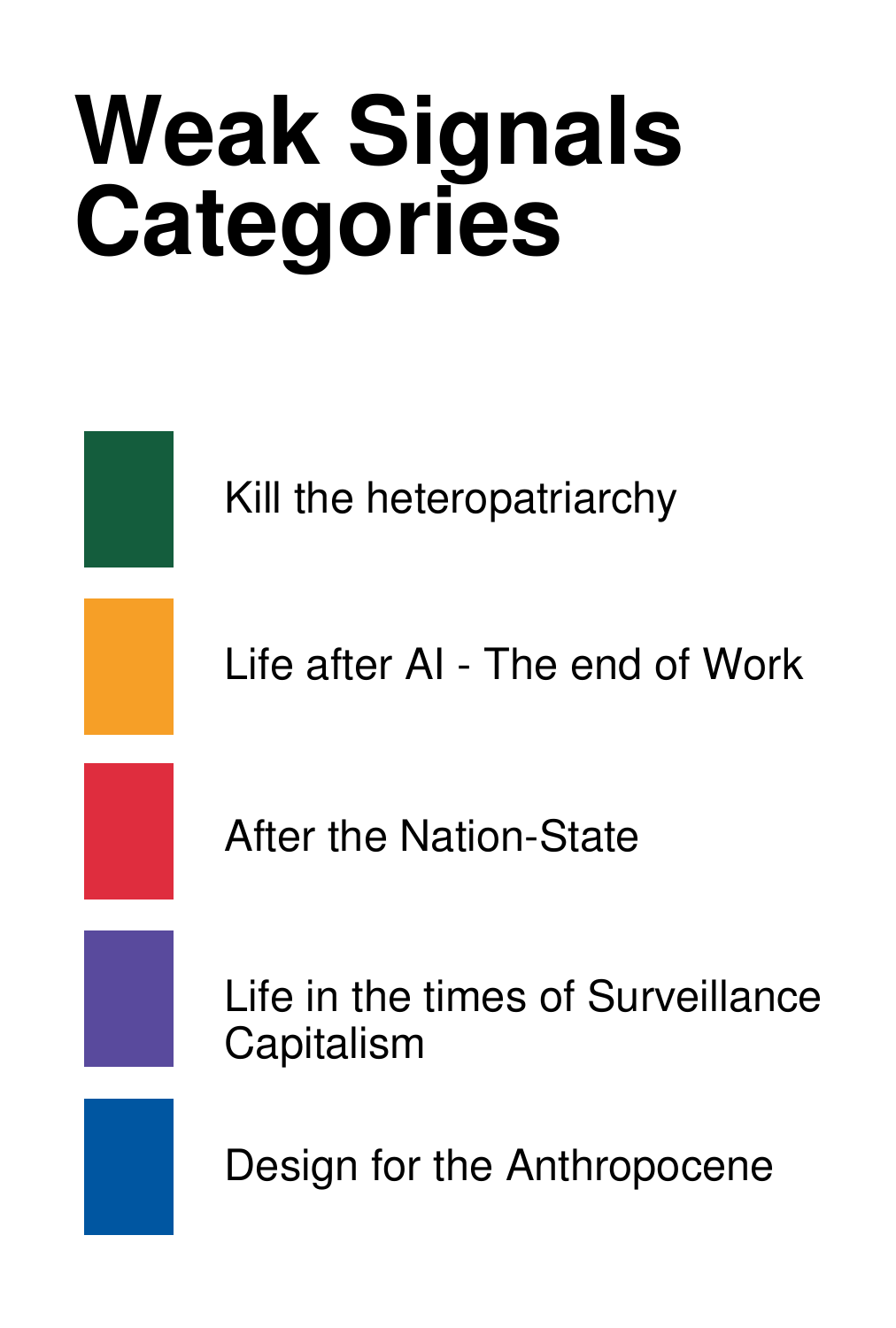# Weak Signals Categories

- Kill the heteropatriarchy
- Life after AI - The end of Work
- After the Nation-State
- Life in the times of Surveillance Capitalism
- Design for the Anthropocene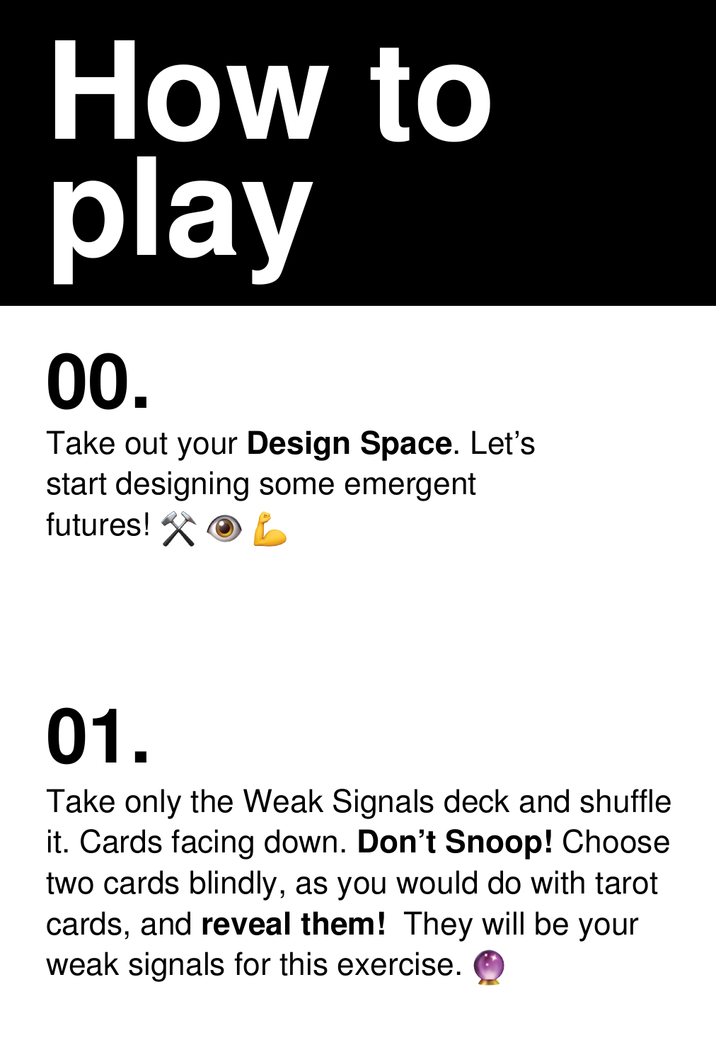# How to play

## 00.

Take out your **Design Space**. Let's start designing some emergent futures! ⚒️ 👁️ 💪

## 01.

Take only the Weak Signals deck and shuffle it. Cards facing down. **Don't Snoop!** Choose two cards blindly, as you would do with tarot cards, and **reveal them!** They will be your weak signals for this exercise. 🔮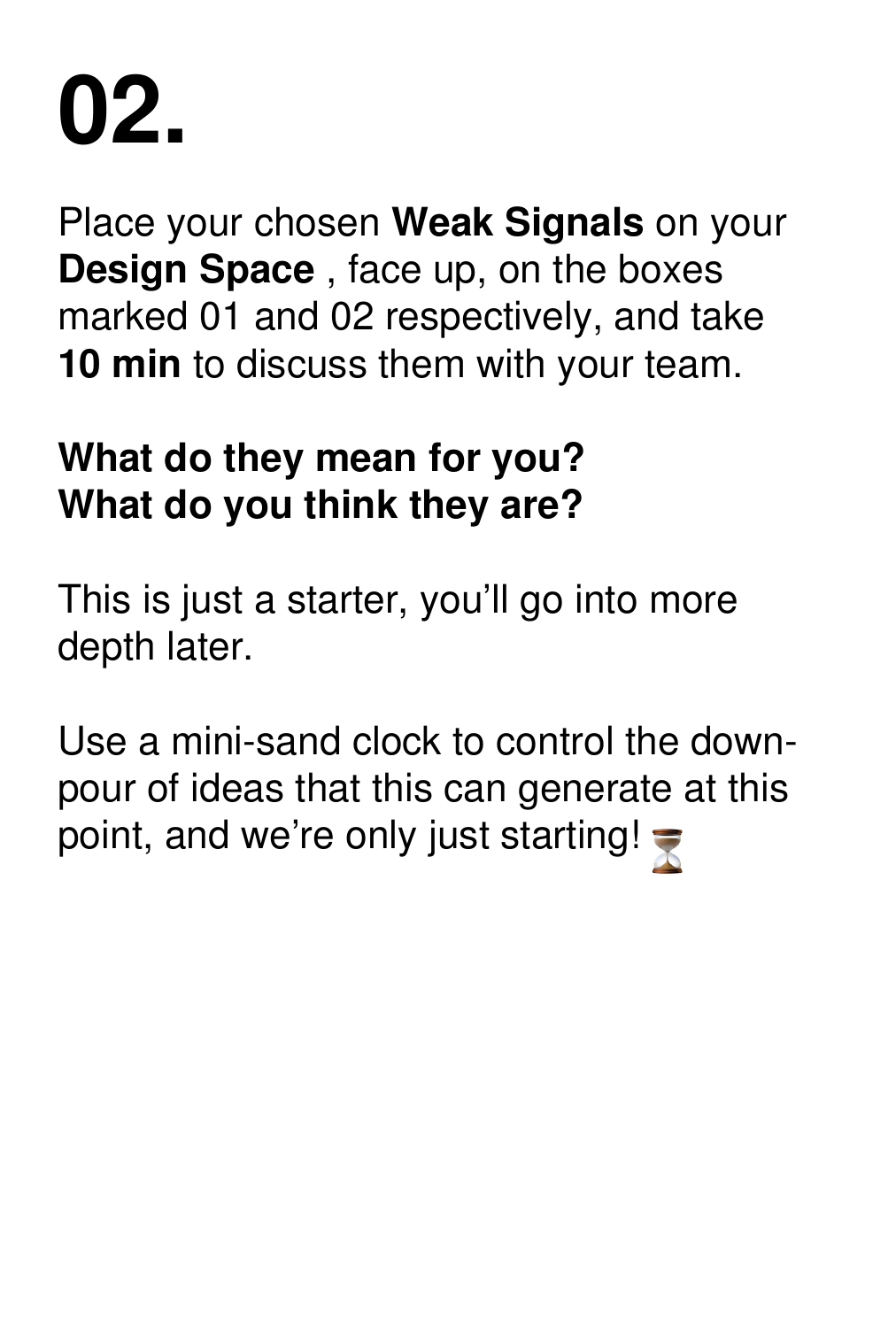# 02.

Place your chosen **Weak Signals** on your **Design Space** , face up, on the boxes marked 01 and 02 respectively, and take **10 min** to discuss them with your team.

**What do they mean for you?**
**What do you think they are?**

This is just a starter, you'll go into more depth later.

Use a mini-sand clock to control the down-pour of ideas that this can generate at this point, and we're only just starting! ⏳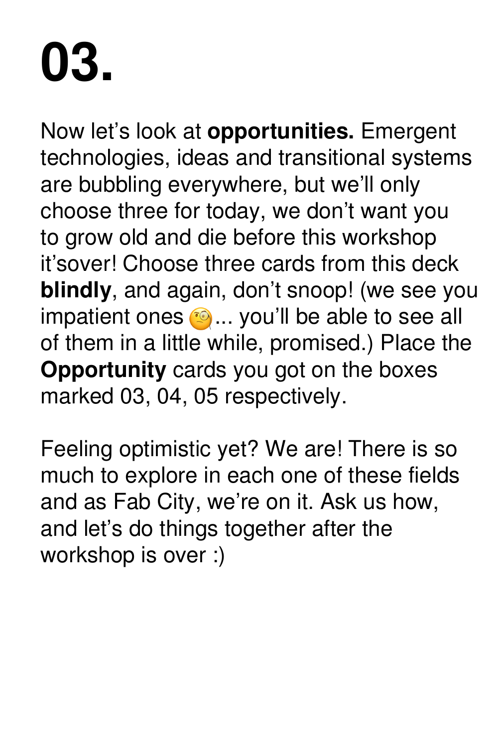# 03.

Now let's look at **opportunities.** Emergent technologies, ideas and transitional systems are bubbling everywhere, but we'll only choose three for today, we don't want you to grow old and die before this workshop it'sover! Choose three cards from this deck **blindly**, and again, don't snoop! (we see you impatient ones 🧐... you'll be able to see all of them in a little while, promised.) Place the **Opportunity** cards you got on the boxes marked 03, 04, 05 respectively.

Feeling optimistic yet? We are! There is so much to explore in each one of these fields and as Fab City, we're on it. Ask us how, and let's do things together after the workshop is over :)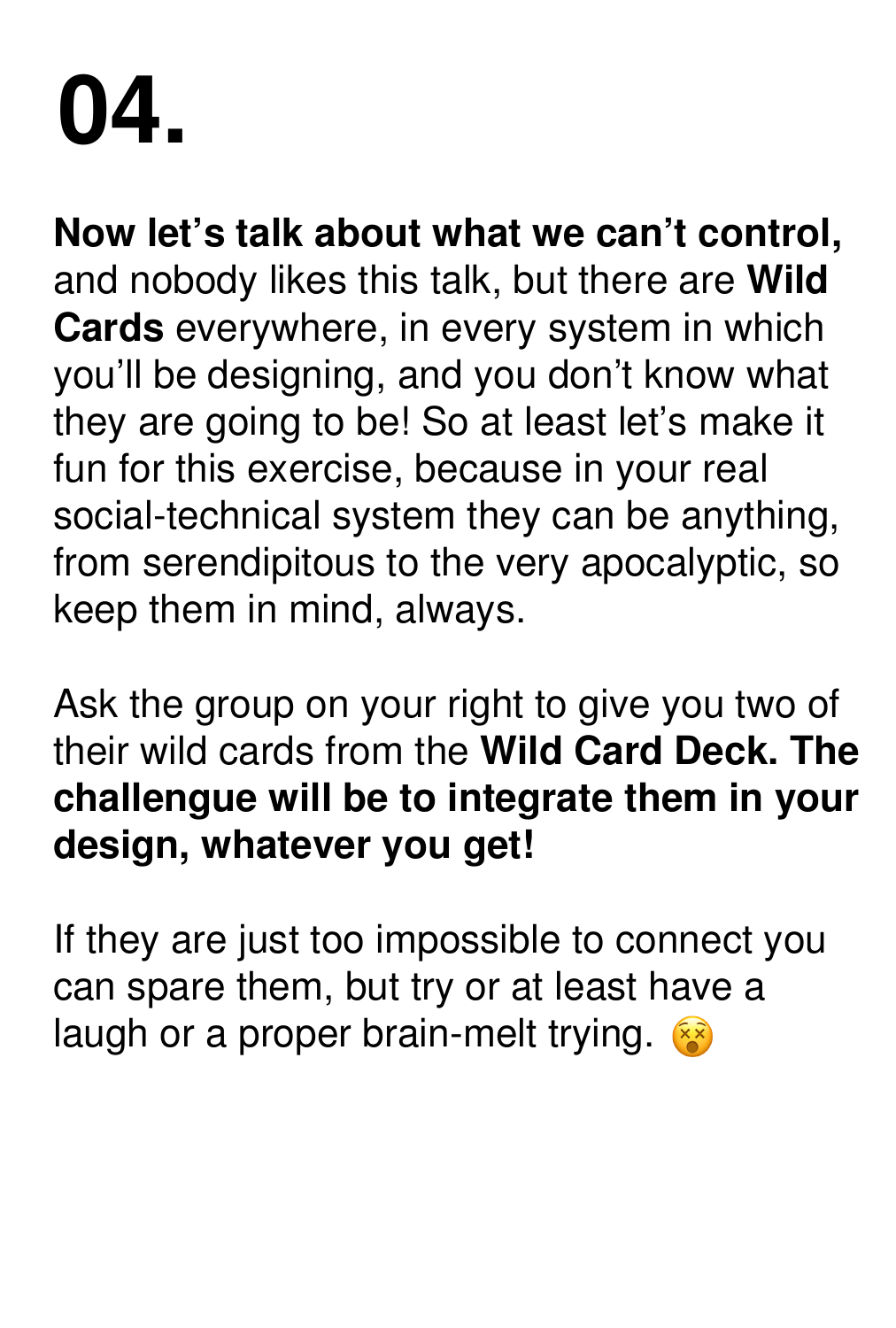# 04.

**Now let's talk about what we can't control,** and nobody likes this talk, but there are **Wild Cards** everywhere, in every system in which you'll be designing, and you don't know what they are going to be! So at least let's make it fun for this exercise, because in your real social-technical system they can be anything, from serendipitous to the very apocalyptic, so keep them in mind, always.

Ask the group on your right to give you two of their wild cards from the **Wild Card Deck. The challengue will be to integrate them in your design, whatever you get!**

If they are just too impossible to connect you can spare them, but try or at least have a laugh or a proper brain-melt trying. 😵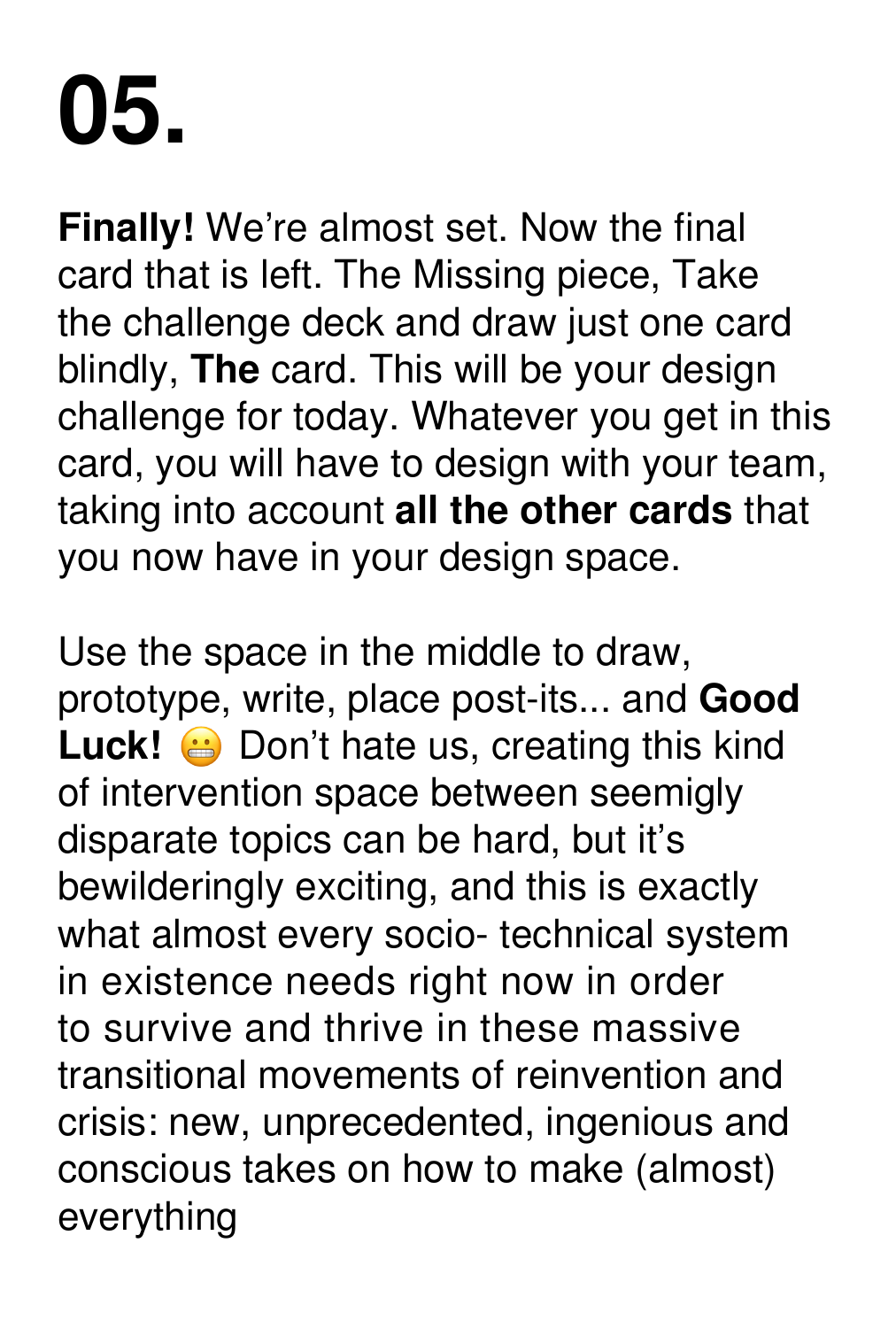# 05.

**Finally!** We're almost set. Now the final card that is left. The Missing piece, Take the challenge deck and draw just one card blindly, **The** card. This will be your design challenge for today. Whatever you get in this card, you will have to design with your team, taking into account **all the other cards** that you now have in your design space.

Use the space in the middle to draw, prototype, write, place post-its... and **Good Luck!** 😬 Don't hate us, creating this kind of intervention space between seemigly disparate topics can be hard, but it's bewilderingly exciting, and this is exactly what almost every socio- technical system in existence needs right now in order to survive and thrive in these massive transitional movements of reinvention and crisis: new, unprecedented, ingenious and conscious takes on how to make (almost) everything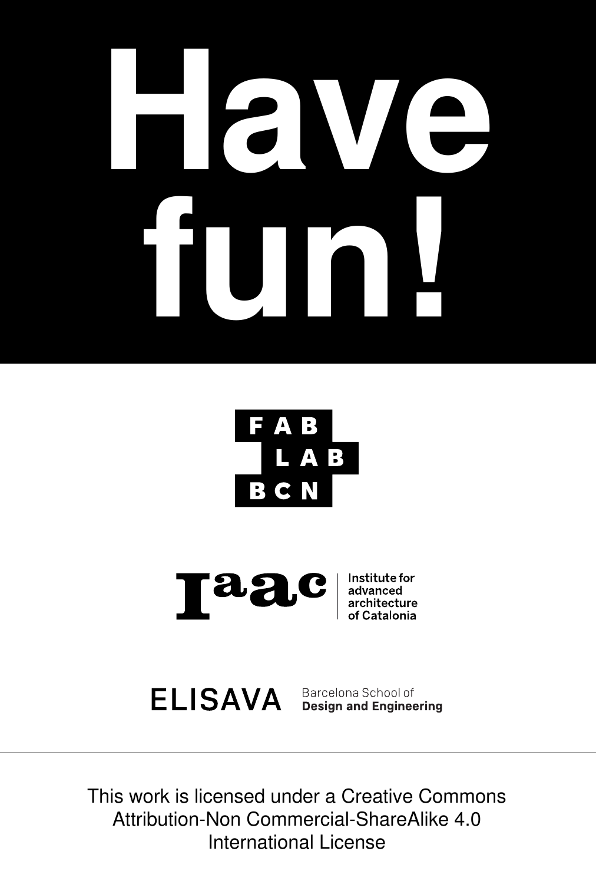# Have fun!

FAB LAB BCN

Iaac | Institute for advanced architecture of Catalonia

ELISAVA Barcelona School of **Design and Engineering**

---

This work is licensed under a Creative Commons Attribution-Non Commercial-ShareAlike 4.0 International License